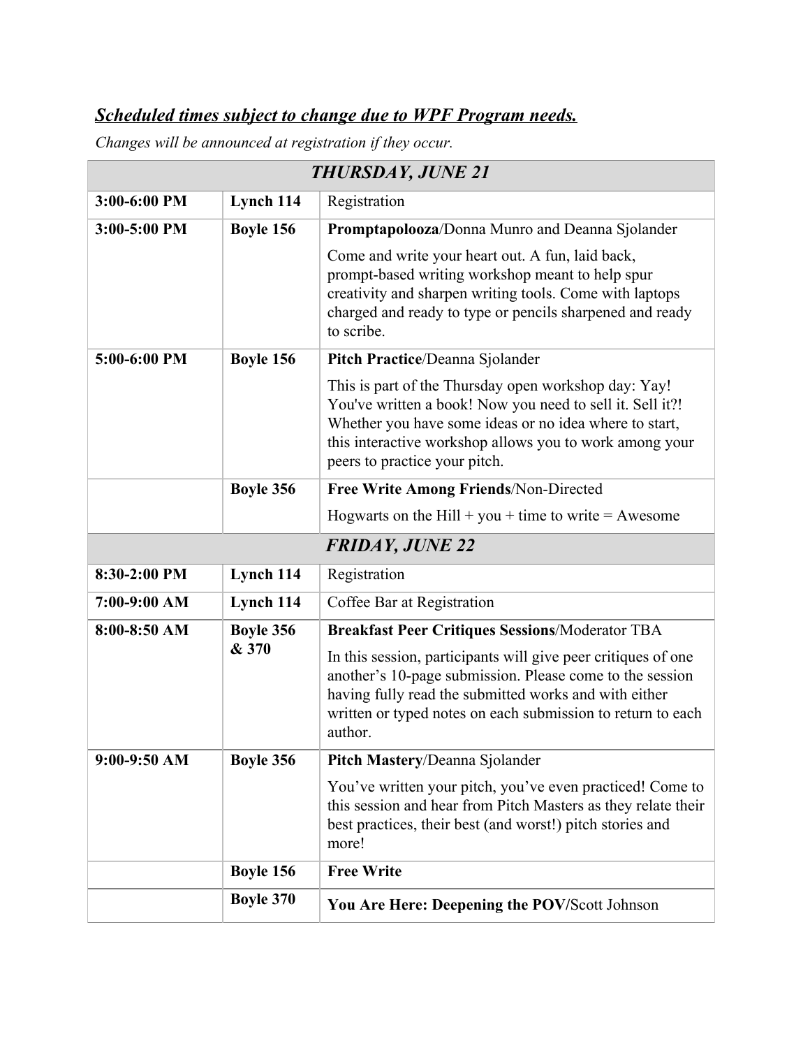***Scheduled times subject to change due to WPF Program needs.***

*Changes will be announced at registration if they occur.*

| *THURSDAY, JUNE 21* | | |
|---|---|---|
| **3:00-6:00 PM** | **Lynch 114** | Registration |
| **3:00-5:00 PM** | **Boyle 156** | **Promptapolooza**/Donna Munro and Deanna Sjolander<br><br>Come and write your heart out. A fun, laid back, prompt-based writing workshop meant to help spur creativity and sharpen writing tools. Come with laptops charged and ready to type or pencils sharpened and ready to scribe. |
| **5:00-6:00 PM** | **Boyle 156** | **Pitch Practice**/Deanna Sjolander<br><br>This is part of the Thursday open workshop day: Yay! You've written a book! Now you need to sell it. Sell it?! Whether you have some ideas or no idea where to start, this interactive workshop allows you to work among your peers to practice your pitch. |
| | **Boyle 356** | **Free Write Among Friends**/Non-Directed<br><br>Hogwarts on the Hill + you + time to write = Awesome |
| *FRIDAY, JUNE 22* | | |
| **8:30-2:00 PM** | **Lynch 114** | Registration |
| **7:00-9:00 AM** | **Lynch 114** | Coffee Bar at Registration |
| **8:00-8:50 AM** | **Boyle 356 & 370** | **Breakfast Peer Critiques Sessions**/Moderator TBA<br><br>In this session, participants will give peer critiques of one another's 10-page submission. Please come to the session having fully read the submitted works and with either written or typed notes on each submission to return to each author. |
| **9:00-9:50 AM** | **Boyle 356** | **Pitch Mastery**/Deanna Sjolander<br><br>You've written your pitch, you've even practiced! Come to this session and hear from Pitch Masters as they relate their best practices, their best (and worst!) pitch stories and more! |
| | **Boyle 156** | **Free Write** |
| | **Boyle 370** | **You Are Here: Deepening the POV**/Scott Johnson |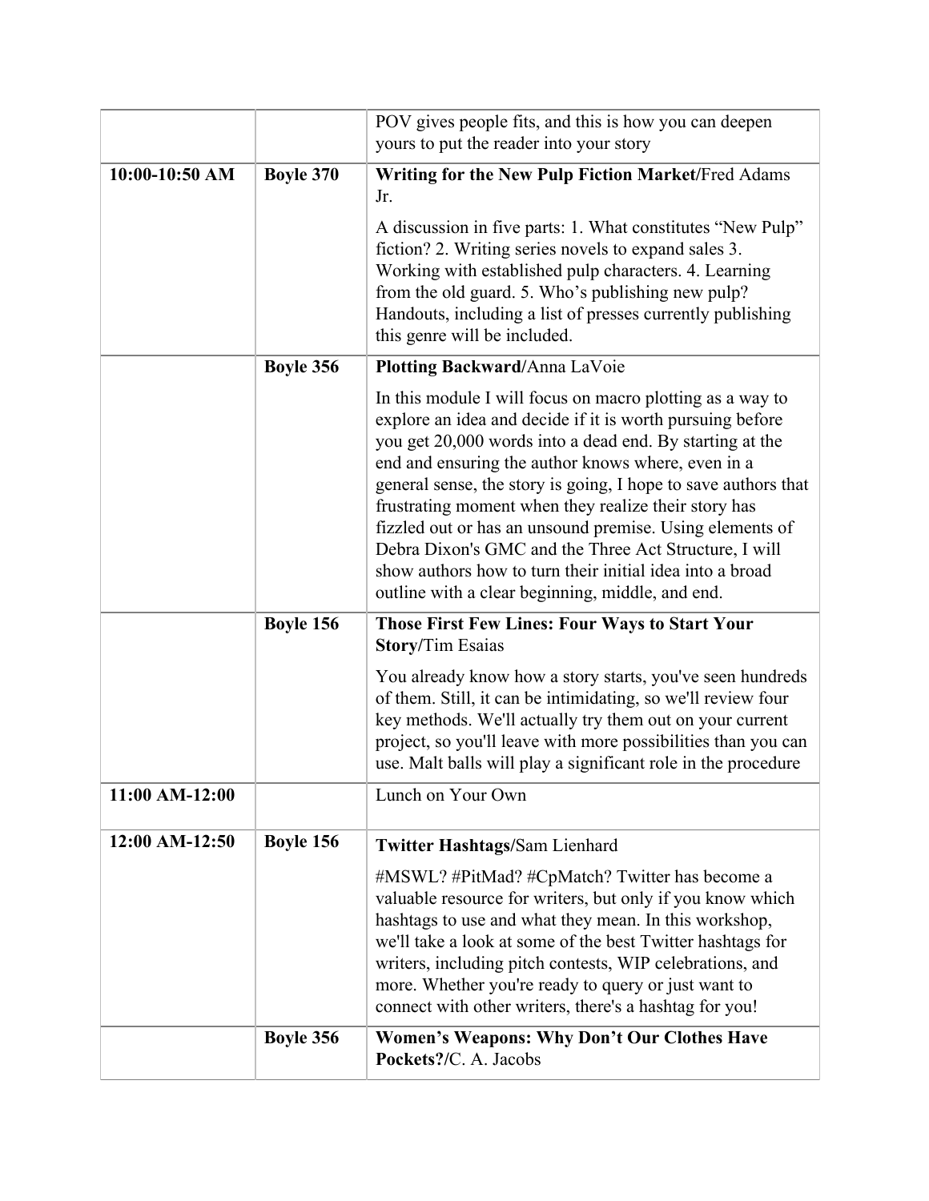| | | |
|---|---|---|
| | | POV gives people fits, and this is how you can deepen yours to put the reader into your story |
| **10:00-10:50 AM** | **Boyle 370** | **Writing for the New Pulp Fiction Market**/Fred Adams Jr.<br><br>A discussion in five parts: 1. What constitutes "New Pulp" fiction? 2. Writing series novels to expand sales 3. Working with established pulp characters. 4. Learning from the old guard. 5. Who's publishing new pulp? Handouts, including a list of presses currently publishing this genre will be included. |
| | **Boyle 356** | **Plotting Backward**/Anna LaVoie<br><br>In this module I will focus on macro plotting as a way to explore an idea and decide if it is worth pursuing before you get 20,000 words into a dead end. By starting at the end and ensuring the author knows where, even in a general sense, the story is going, I hope to save authors that frustrating moment when they realize their story has fizzled out or has an unsound premise. Using elements of Debra Dixon's GMC and the Three Act Structure, I will show authors how to turn their initial idea into a broad outline with a clear beginning, middle, and end. |
| | **Boyle 156** | **Those First Few Lines: Four Ways to Start Your Story**/Tim Esaias<br><br>You already know how a story starts, you've seen hundreds of them. Still, it can be intimidating, so we'll review four key methods. We'll actually try them out on your current project, so you'll leave with more possibilities than you can use. Malt balls will play a significant role in the procedure |
| **11:00 AM-12:00** | | Lunch on Your Own |
| **12:00 AM-12:50** | **Boyle 156** | **Twitter Hashtags**/Sam Lienhard<br><br>#MSWL? #PitMad? #CpMatch? Twitter has become a valuable resource for writers, but only if you know which hashtags to use and what they mean. In this workshop, we'll take a look at some of the best Twitter hashtags for writers, including pitch contests, WIP celebrations, and more. Whether you're ready to query or just want to connect with other writers, there's a hashtag for you! |
| | **Boyle 356** | **Women's Weapons: Why Don't Our Clothes Have Pockets?**/C. A. Jacobs |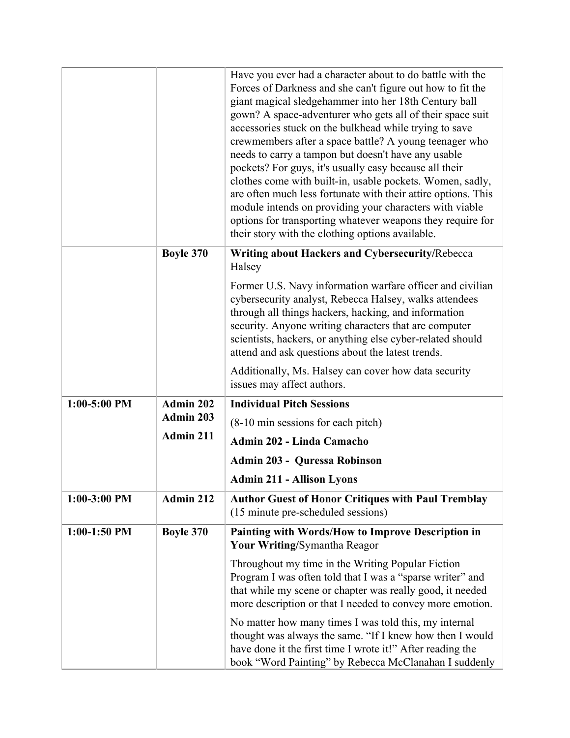| | | |
|---|---|---|
| | | Have you ever had a character about to do battle with the Forces of Darkness and she can't figure out how to fit the giant magical sledgehammer into her 18th Century ball gown? A space-adventurer who gets all of their space suit accessories stuck on the bulkhead while trying to save crewmembers after a space battle? A young teenager who needs to carry a tampon but doesn't have any usable pockets? For guys, it's usually easy because all their clothes come with built-in, usable pockets. Women, sadly, are often much less fortunate with their attire options. This module intends on providing your characters with viable options for transporting whatever weapons they require for their story with the clothing options available. |
| | **Boyle 370** | **Writing about Hackers and Cybersecurity/**Rebecca Halsey<br><br>Former U.S. Navy information warfare officer and civilian cybersecurity analyst, Rebecca Halsey, walks attendees through all things hackers, hacking, and information security. Anyone writing characters that are computer scientists, hackers, or anything else cyber-related should attend and ask questions about the latest trends.<br><br>Additionally, Ms. Halsey can cover how data security issues may affect authors. |
| **1:00-5:00 PM** | **Admin 202**<br>**Admin 203**<br>**Admin 211** | **Individual Pitch Sessions**<br><br>(8-10 min sessions for each pitch)<br><br>**Admin 202 - Linda Camacho**<br><br>**Admin 203 - Quressa Robinson**<br><br>**Admin 211 - Allison Lyons** |
| **1:00-3:00 PM** | **Admin 212** | **Author Guest of Honor Critiques with Paul Tremblay** (15 minute pre-scheduled sessions) |
| **1:00-1:50 PM** | **Boyle 370** | **Painting with Words/How to Improve Description in Your Writing/**Symantha Reagor<br><br>Throughout my time in the Writing Popular Fiction Program I was often told that I was a "sparse writer" and that while my scene or chapter was really good, it needed more description or that I needed to convey more emotion.<br><br>No matter how many times I was told this, my internal thought was always the same. "If I knew how then I would have done it the first time I wrote it!" After reading the book "Word Painting" by Rebecca McClanahan I suddenly |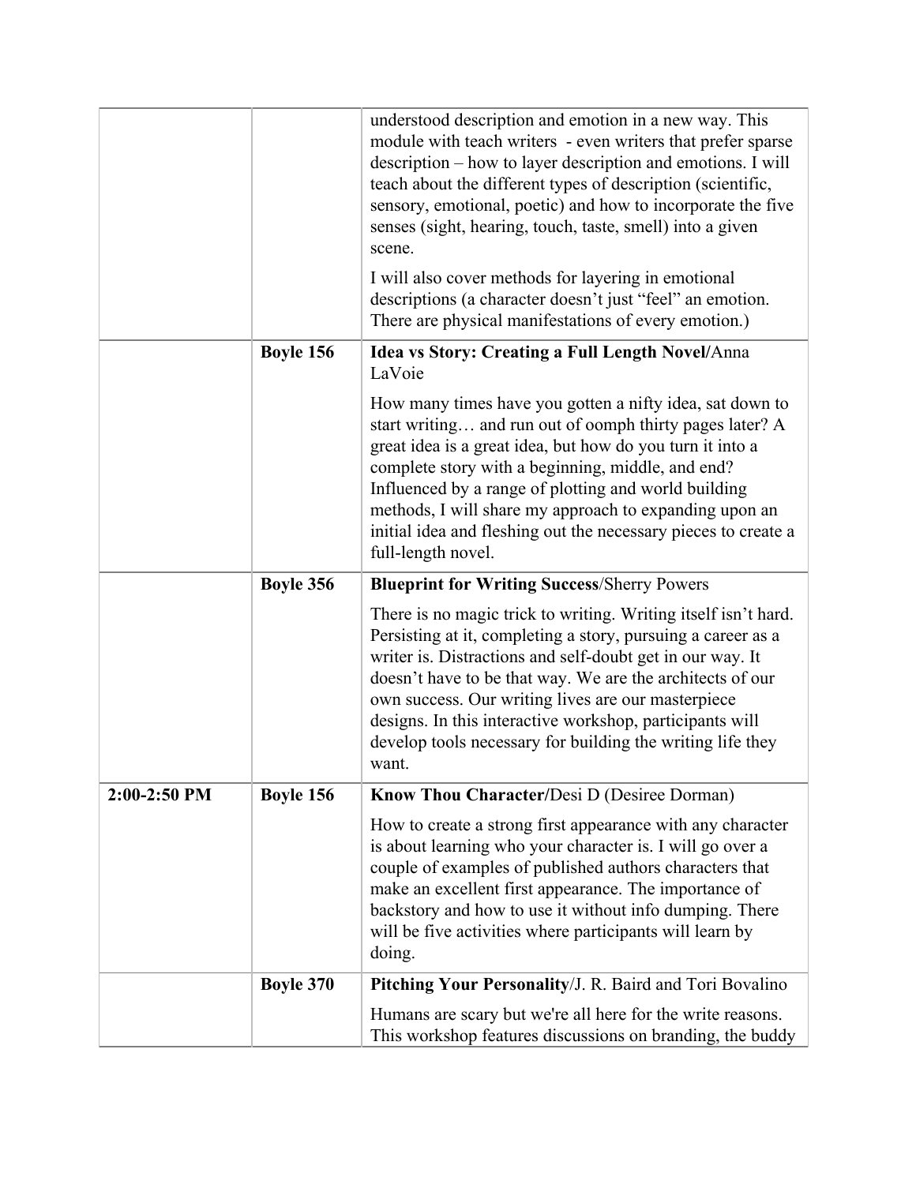| | | |
|---|---|---|
| | | understood description and emotion in a new way. This module with teach writers - even writers that prefer sparse description – how to layer description and emotions. I will teach about the different types of description (scientific, sensory, emotional, poetic) and how to incorporate the five senses (sight, hearing, touch, taste, smell) into a given scene.<br><br>I will also cover methods for layering in emotional descriptions (a character doesn't just "feel" an emotion. There are physical manifestations of every emotion.) |
| | **Boyle 156** | **Idea vs Story: Creating a Full Length Novel/**Anna LaVoie<br><br>How many times have you gotten a nifty idea, sat down to start writing… and run out of oomph thirty pages later? A great idea is a great idea, but how do you turn it into a complete story with a beginning, middle, and end? Influenced by a range of plotting and world building methods, I will share my approach to expanding upon an initial idea and fleshing out the necessary pieces to create a full-length novel. |
| | **Boyle 356** | **Blueprint for Writing Success**/Sherry Powers<br><br>There is no magic trick to writing. Writing itself isn't hard. Persisting at it, completing a story, pursuing a career as a writer is. Distractions and self-doubt get in our way. It doesn't have to be that way. We are the architects of our own success. Our writing lives are our masterpiece designs. In this interactive workshop, participants will develop tools necessary for building the writing life they want. |
| **2:00-2:50 PM** | **Boyle 156** | **Know Thou Character/**Desi D (Desiree Dorman)<br><br>How to create a strong first appearance with any character is about learning who your character is. I will go over a couple of examples of published authors characters that make an excellent first appearance. The importance of backstory and how to use it without info dumping. There will be five activities where participants will learn by doing. |
| | **Boyle 370** | **Pitching Your Personality**/J. R. Baird and Tori Bovalino<br><br>Humans are scary but we're all here for the write reasons. This workshop features discussions on branding, the buddy |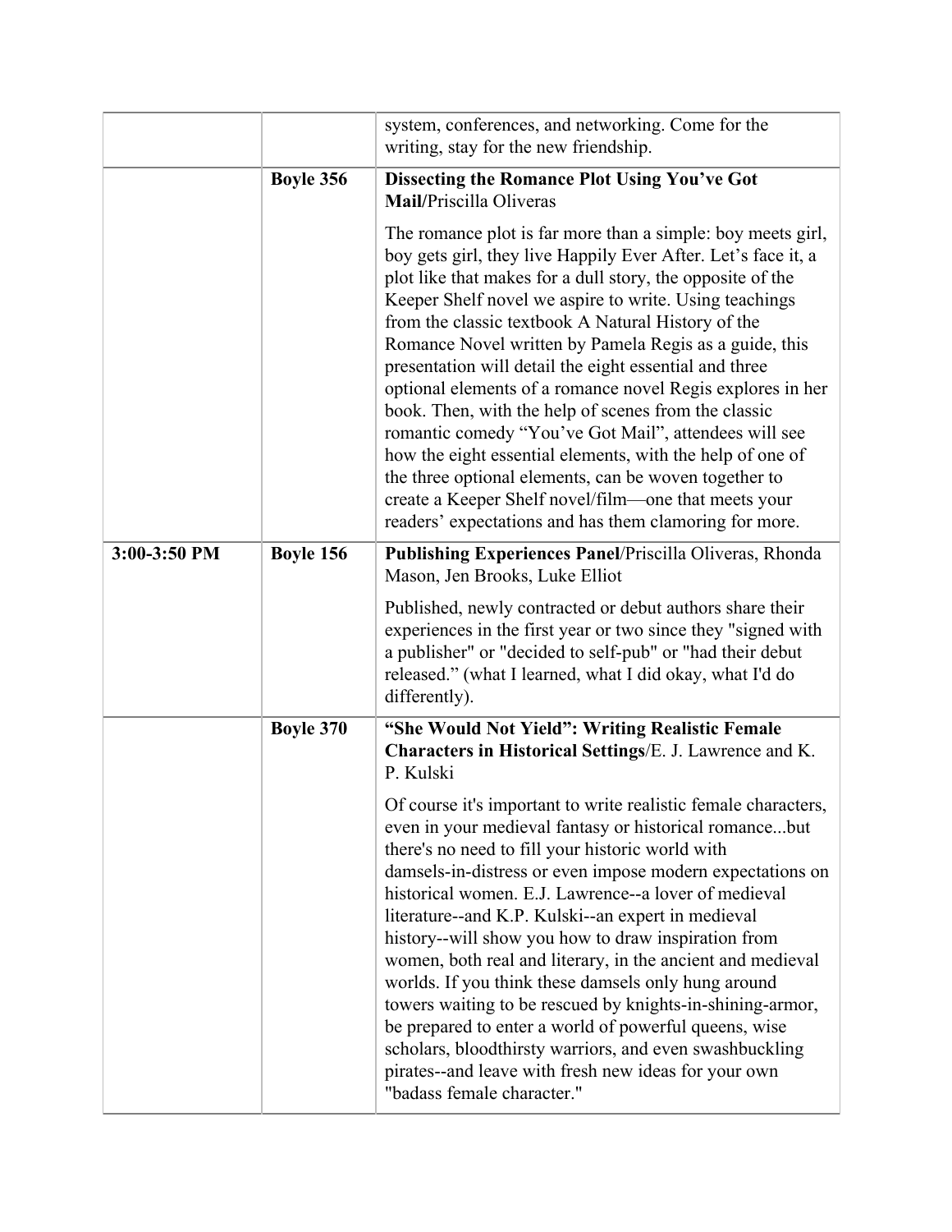| | | |
|---|---|---|
| | | system, conferences, and networking. Come for the writing, stay for the new friendship. |
| | Boyle 356 | **Dissecting the Romance Plot Using You've Got Mail**/Priscilla Oliveras<br><br>The romance plot is far more than a simple: boy meets girl, boy gets girl, they live Happily Ever After. Let's face it, a plot like that makes for a dull story, the opposite of the Keeper Shelf novel we aspire to write. Using teachings from the classic textbook A Natural History of the Romance Novel written by Pamela Regis as a guide, this presentation will detail the eight essential and three optional elements of a romance novel Regis explores in her book. Then, with the help of scenes from the classic romantic comedy "You've Got Mail", attendees will see how the eight essential elements, with the help of one of the three optional elements, can be woven together to create a Keeper Shelf novel/film—one that meets your readers' expectations and has them clamoring for more. |
| **3:00-3:50 PM** | **Boyle 156** | **Publishing Experiences Panel**/Priscilla Oliveras, Rhonda Mason, Jen Brooks, Luke Elliot<br><br>Published, newly contracted or debut authors share their experiences in the first year or two since they "signed with a publisher" or "decided to self-pub" or "had their debut released." (what I learned, what I did okay, what I'd do differently). |
| | **Boyle 370** | **"She Would Not Yield": Writing Realistic Female Characters in Historical Settings**/E. J. Lawrence and K. P. Kulski<br><br>Of course it's important to write realistic female characters, even in your medieval fantasy or historical romance...but there's no need to fill your historic world with damsels-in-distress or even impose modern expectations on historical women. E.J. Lawrence--a lover of medieval literature--and K.P. Kulski--an expert in medieval history--will show you how to draw inspiration from women, both real and literary, in the ancient and medieval worlds. If you think these damsels only hung around towers waiting to be rescued by knights-in-shining-armor, be prepared to enter a world of powerful queens, wise scholars, bloodthirsty warriors, and even swashbuckling pirates--and leave with fresh new ideas for your own "badass female character." |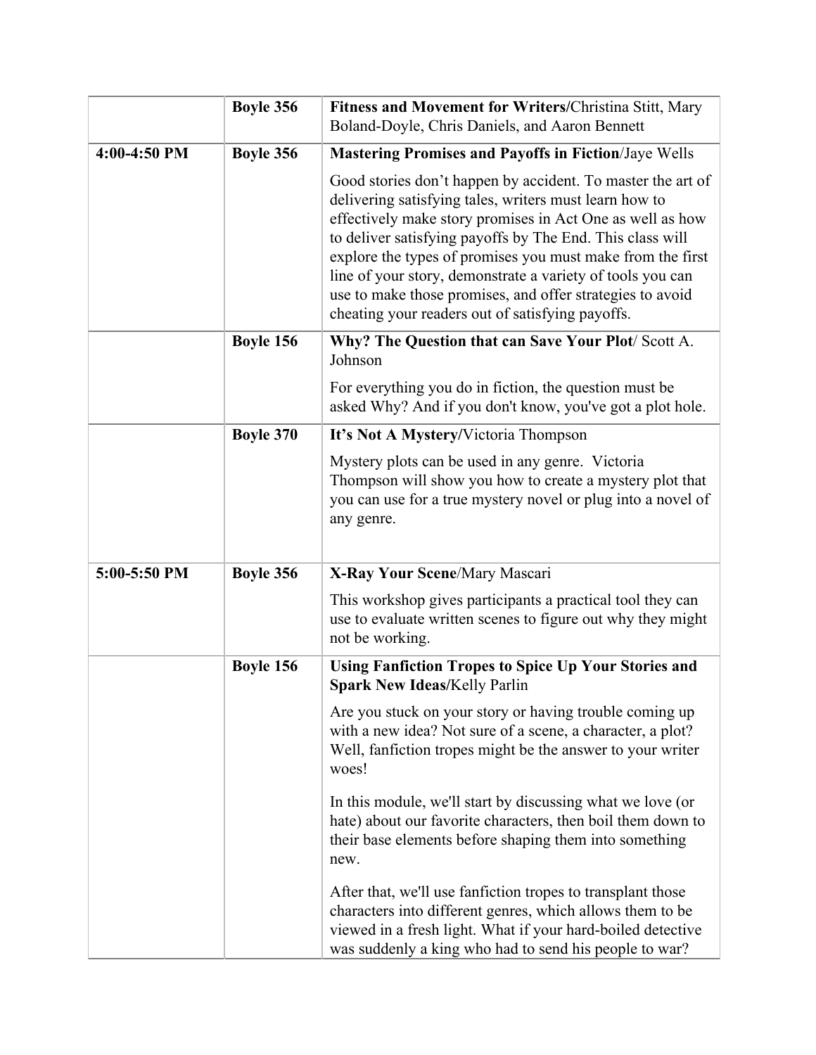| | | |
|---|---|---|
| | Boyle 356 | **Fitness and Movement for Writers/**Christina Stitt, Mary Boland-Doyle, Chris Daniels, and Aaron Bennett |
| **4:00-4:50 PM** | **Boyle 356** | **Mastering Promises and Payoffs in Fiction**/Jaye Wells<br><br>Good stories don't happen by accident. To master the art of delivering satisfying tales, writers must learn how to effectively make story promises in Act One as well as how to deliver satisfying payoffs by The End. This class will explore the types of promises you must make from the first line of your story, demonstrate a variety of tools you can use to make those promises, and offer strategies to avoid cheating your readers out of satisfying payoffs. |
| | **Boyle 156** | **Why? The Question that can Save Your Plot**/ Scott A. Johnson<br><br>For everything you do in fiction, the question must be asked Why? And if you don't know, you've got a plot hole. |
| | **Boyle 370** | **It's Not A Mystery/**Victoria Thompson<br><br>Mystery plots can be used in any genre. Victoria Thompson will show you how to create a mystery plot that you can use for a true mystery novel or plug into a novel of any genre. |
| **5:00-5:50 PM** | **Boyle 356** | **X-Ray Your Scene**/Mary Mascari<br><br>This workshop gives participants a practical tool they can use to evaluate written scenes to figure out why they might not be working. |
| | **Boyle 156** | **Using Fanfiction Tropes to Spice Up Your Stories and Spark New Ideas/**Kelly Parlin<br><br>Are you stuck on your story or having trouble coming up with a new idea? Not sure of a scene, a character, a plot? Well, fanfiction tropes might be the answer to your writer woes!<br><br>In this module, we'll start by discussing what we love (or hate) about our favorite characters, then boil them down to their base elements before shaping them into something new.<br><br>After that, we'll use fanfiction tropes to transplant those characters into different genres, which allows them to be viewed in a fresh light. What if your hard-boiled detective was suddenly a king who had to send his people to war? |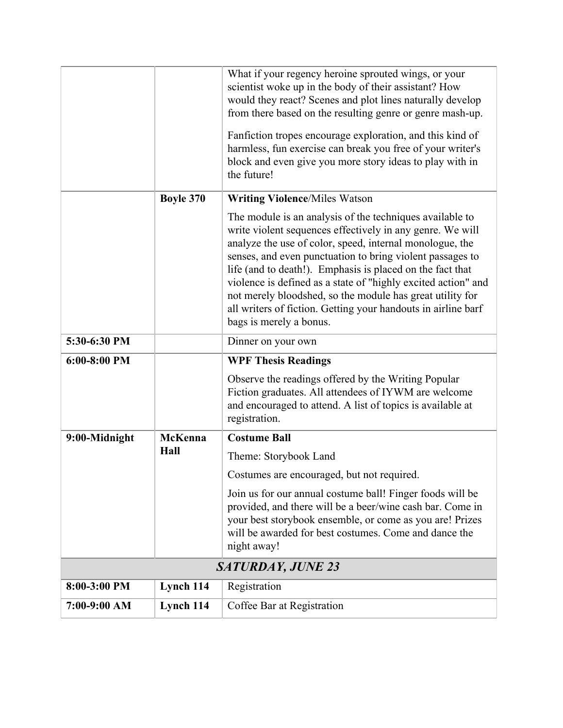| | | |
|---|---|---|
| | | What if your regency heroine sprouted wings, or your scientist woke up in the body of their assistant? How would they react? Scenes and plot lines naturally develop from there based on the resulting genre or genre mash-up.<br><br>Fanfiction tropes encourage exploration, and this kind of harmless, fun exercise can break you free of your writer's block and even give you more story ideas to play with in the future! |
| | **Boyle 370** | **Writing Violence**/Miles Watson<br><br>The module is an analysis of the techniques available to write violent sequences effectively in any genre. We will analyze the use of color, speed, internal monologue, the senses, and even punctuation to bring violent passages to life (and to death!). Emphasis is placed on the fact that violence is defined as a state of "highly excited action" and not merely bloodshed, so the module has great utility for all writers of fiction. Getting your handouts in airline barf bags is merely a bonus. |
| **5:30-6:30 PM** | | Dinner on your own |
| **6:00-8:00 PM** | | **WPF Thesis Readings**<br><br>Observe the readings offered by the Writing Popular Fiction graduates. All attendees of IYWM are welcome and encouraged to attend. A list of topics is available at registration. |
| **9:00-Midnight** | **McKenna Hall** | **Costume Ball**<br><br>Theme: Storybook Land<br><br>Costumes are encouraged, but not required.<br><br>Join us for our annual costume ball! Finger foods will be provided, and there will be a beer/wine cash bar. Come in your best storybook ensemble, or come as you are! Prizes will be awarded for best costumes. Come and dance the night away! |
| | ***SATURDAY, JUNE 23*** | |
| **8:00-3:00 PM** | **Lynch 114** | Registration |
| **7:00-9:00 AM** | **Lynch 114** | Coffee Bar at Registration |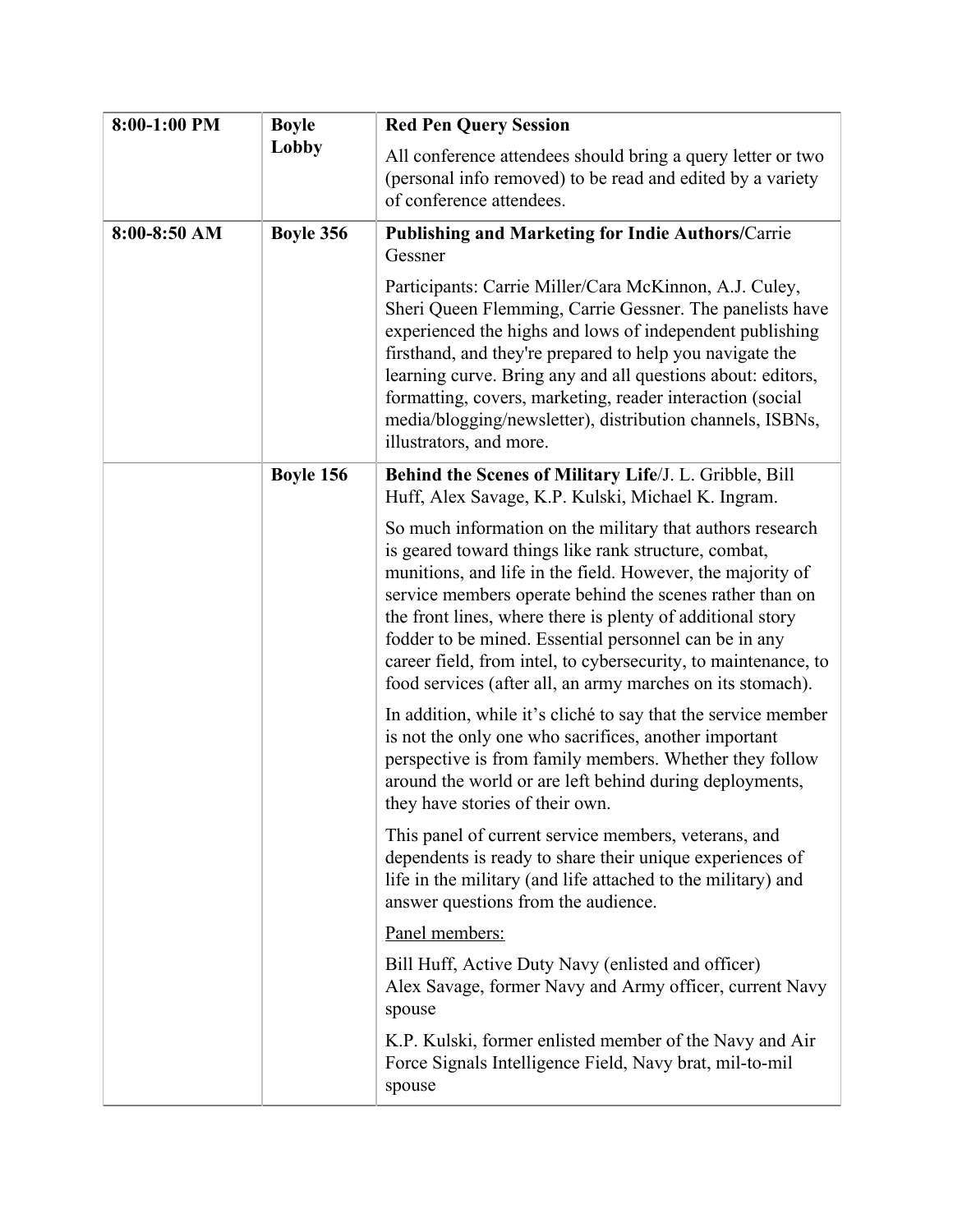| | | |
|---|---|---|
| **8:00-1:00 PM** | **Boyle Lobby** | **Red Pen Query Session**<br><br>All conference attendees should bring a query letter or two (personal info removed) to be read and edited by a variety of conference attendees. |
| **8:00-8:50 AM** | **Boyle 356** | **Publishing and Marketing for Indie Authors**/Carrie Gessner<br><br>Participants: Carrie Miller/Cara McKinnon, A.J. Culey, Sheri Queen Flemming, Carrie Gessner. The panelists have experienced the highs and lows of independent publishing firsthand, and they're prepared to help you navigate the learning curve. Bring any and all questions about: editors, formatting, covers, marketing, reader interaction (social media/blogging/newsletter), distribution channels, ISBNs, illustrators, and more. |
| | **Boyle 156** | **Behind the Scenes of Military Life**/J. L. Gribble, Bill Huff, Alex Savage, K.P. Kulski, Michael K. Ingram.<br><br>So much information on the military that authors research is geared toward things like rank structure, combat, munitions, and life in the field. However, the majority of service members operate behind the scenes rather than on the front lines, where there is plenty of additional story fodder to be mined. Essential personnel can be in any career field, from intel, to cybersecurity, to maintenance, to food services (after all, an army marches on its stomach).<br><br>In addition, while it's cliché to say that the service member is not the only one who sacrifices, another important perspective is from family members. Whether they follow around the world or are left behind during deployments, they have stories of their own.<br><br>This panel of current service members, veterans, and dependents is ready to share their unique experiences of life in the military (and life attached to the military) and answer questions from the audience.<br><br><u>Panel members:</u><br><br>Bill Huff, Active Duty Navy (enlisted and officer)<br>Alex Savage, former Navy and Army officer, current Navy spouse<br><br>K.P. Kulski, former enlisted member of the Navy and Air Force Signals Intelligence Field, Navy brat, mil-to-mil spouse |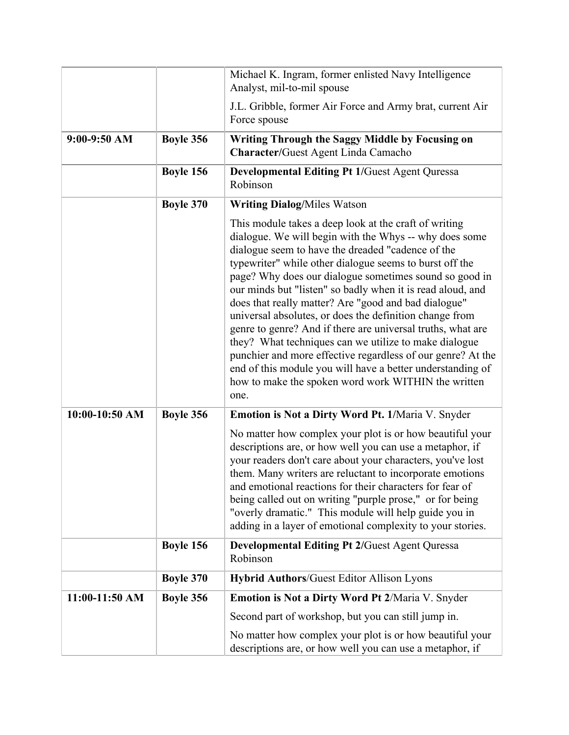| | | |
|---|---|---|
| | | Michael K. Ingram, former enlisted Navy Intelligence Analyst, mil-to-mil spouse<br><br>J.L. Gribble, former Air Force and Army brat, current Air Force spouse |
| **9:00-9:50 AM** | **Boyle 356** | **Writing Through the Saggy Middle by Focusing on Character/**Guest Agent Linda Camacho |
| | **Boyle 156** | **Developmental Editing Pt 1/**Guest Agent Quressa Robinson |
| | **Boyle 370** | **Writing Dialog/**Miles Watson<br><br>This module takes a deep look at the craft of writing dialogue. We will begin with the Whys -- why does some dialogue seem to have the dreaded "cadence of the typewriter" while other dialogue seems to burst off the page? Why does our dialogue sometimes sound so good in our minds but "listen" so badly when it is read aloud, and does that really matter? Are "good and bad dialogue" universal absolutes, or does the definition change from genre to genre? And if there are universal truths, what are they? What techniques can we utilize to make dialogue punchier and more effective regardless of our genre? At the end of this module you will have a better understanding of how to make the spoken word work WITHIN the written one. |
| **10:00-10:50 AM** | **Boyle 356** | **Emotion is Not a Dirty Word Pt. 1/**Maria V. Snyder<br><br>No matter how complex your plot is or how beautiful your descriptions are, or how well you can use a metaphor, if your readers don't care about your characters, you've lost them. Many writers are reluctant to incorporate emotions and emotional reactions for their characters for fear of being called out on writing "purple prose," or for being "overly dramatic." This module will help guide you in adding in a layer of emotional complexity to your stories. |
| | **Boyle 156** | **Developmental Editing Pt 2/**Guest Agent Quressa Robinson |
| | **Boyle 370** | **Hybrid Authors**/Guest Editor Allison Lyons |
| **11:00-11:50 AM** | **Boyle 356** | **Emotion is Not a Dirty Word Pt 2**/Maria V. Snyder<br><br>Second part of workshop, but you can still jump in.<br><br>No matter how complex your plot is or how beautiful your descriptions are, or how well you can use a metaphor, if |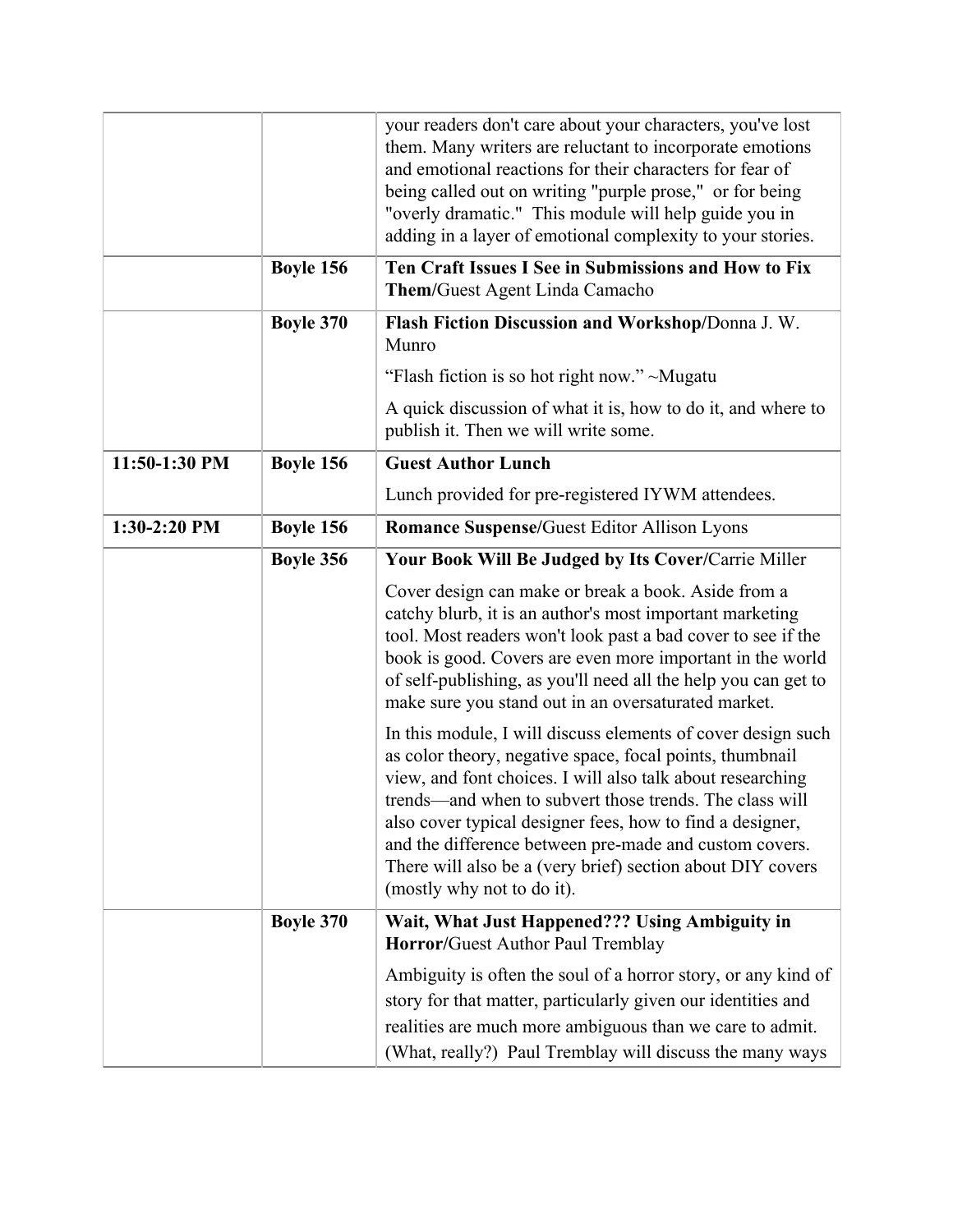| | | |
|---|---|---|
| | | your readers don't care about your characters, you've lost them. Many writers are reluctant to incorporate emotions and emotional reactions for their characters for fear of being called out on writing "purple prose," or for being "overly dramatic." This module will help guide you in adding in a layer of emotional complexity to your stories. |
| | **Boyle 156** | **Ten Craft Issues I See in Submissions and How to Fix Them/**Guest Agent Linda Camacho |
| | **Boyle 370** | **Flash Fiction Discussion and Workshop/**Donna J. W. Munro<br><br>"Flash fiction is so hot right now." ~Mugatu<br><br>A quick discussion of what it is, how to do it, and where to publish it. Then we will write some. |
| **11:50-1:30 PM** | **Boyle 156** | **Guest Author Lunch**<br><br>Lunch provided for pre-registered IYWM attendees. |
| **1:30-2:20 PM** | **Boyle 156** | **Romance Suspense/**Guest Editor Allison Lyons |
| | **Boyle 356** | **Your Book Will Be Judged by Its Cover/**Carrie Miller<br><br>Cover design can make or break a book. Aside from a catchy blurb, it is an author's most important marketing tool. Most readers won't look past a bad cover to see if the book is good. Covers are even more important in the world of self-publishing, as you'll need all the help you can get to make sure you stand out in an oversaturated market.<br><br>In this module, I will discuss elements of cover design such as color theory, negative space, focal points, thumbnail view, and font choices. I will also talk about researching trends—and when to subvert those trends. The class will also cover typical designer fees, how to find a designer, and the difference between pre-made and custom covers. There will also be a (very brief) section about DIY covers (mostly why not to do it). |
| | **Boyle 370** | **Wait, What Just Happened??? Using Ambiguity in Horror/**Guest Author Paul Tremblay<br><br>Ambiguity is often the soul of a horror story, or any kind of story for that matter, particularly given our identities and realities are much more ambiguous than we care to admit. (What, really?) Paul Tremblay will discuss the many ways |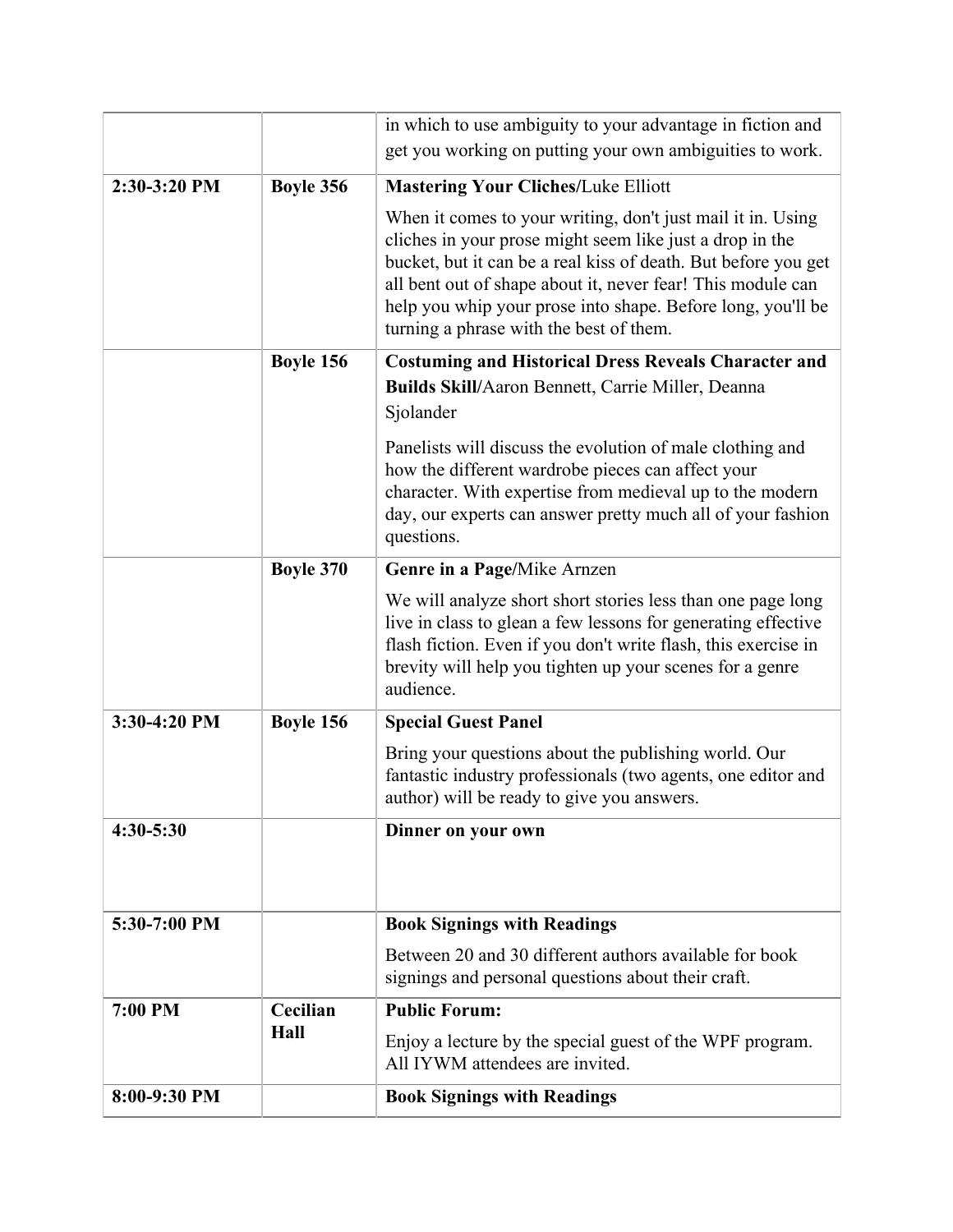| | | |
|---|---|---|
| | | in which to use ambiguity to your advantage in fiction and get you working on putting your own ambiguities to work. |
| **2:30-3:20 PM** | **Boyle 356** | **Mastering Your Cliches/**Luke Elliott<br><br>When it comes to your writing, don't just mail it in. Using cliches in your prose might seem like just a drop in the bucket, but it can be a real kiss of death. But before you get all bent out of shape about it, never fear! This module can help you whip your prose into shape. Before long, you'll be turning a phrase with the best of them. |
| | **Boyle 156** | **Costuming and Historical Dress Reveals Character and Builds Skill/**Aaron Bennett, Carrie Miller, Deanna Sjolander<br><br>Panelists will discuss the evolution of male clothing and how the different wardrobe pieces can affect your character. With expertise from medieval up to the modern day, our experts can answer pretty much all of your fashion questions. |
| | **Boyle 370** | **Genre in a Page/**Mike Arnzen<br><br>We will analyze short short stories less than one page long live in class to glean a few lessons for generating effective flash fiction. Even if you don't write flash, this exercise in brevity will help you tighten up your scenes for a genre audience. |
| **3:30-4:20 PM** | **Boyle 156** | **Special Guest Panel**<br><br>Bring your questions about the publishing world. Our fantastic industry professionals (two agents, one editor and author) will be ready to give you answers. |
| **4:30-5:30** | | **Dinner on your own** |
| **5:30-7:00 PM** | | **Book Signings with Readings**<br><br>Between 20 and 30 different authors available for book signings and personal questions about their craft. |
| **7:00 PM** | **Cecilian Hall** | **Public Forum:**<br><br>Enjoy a lecture by the special guest of the WPF program. All IYWM attendees are invited. |
| **8:00-9:30 PM** | | **Book Signings with Readings** |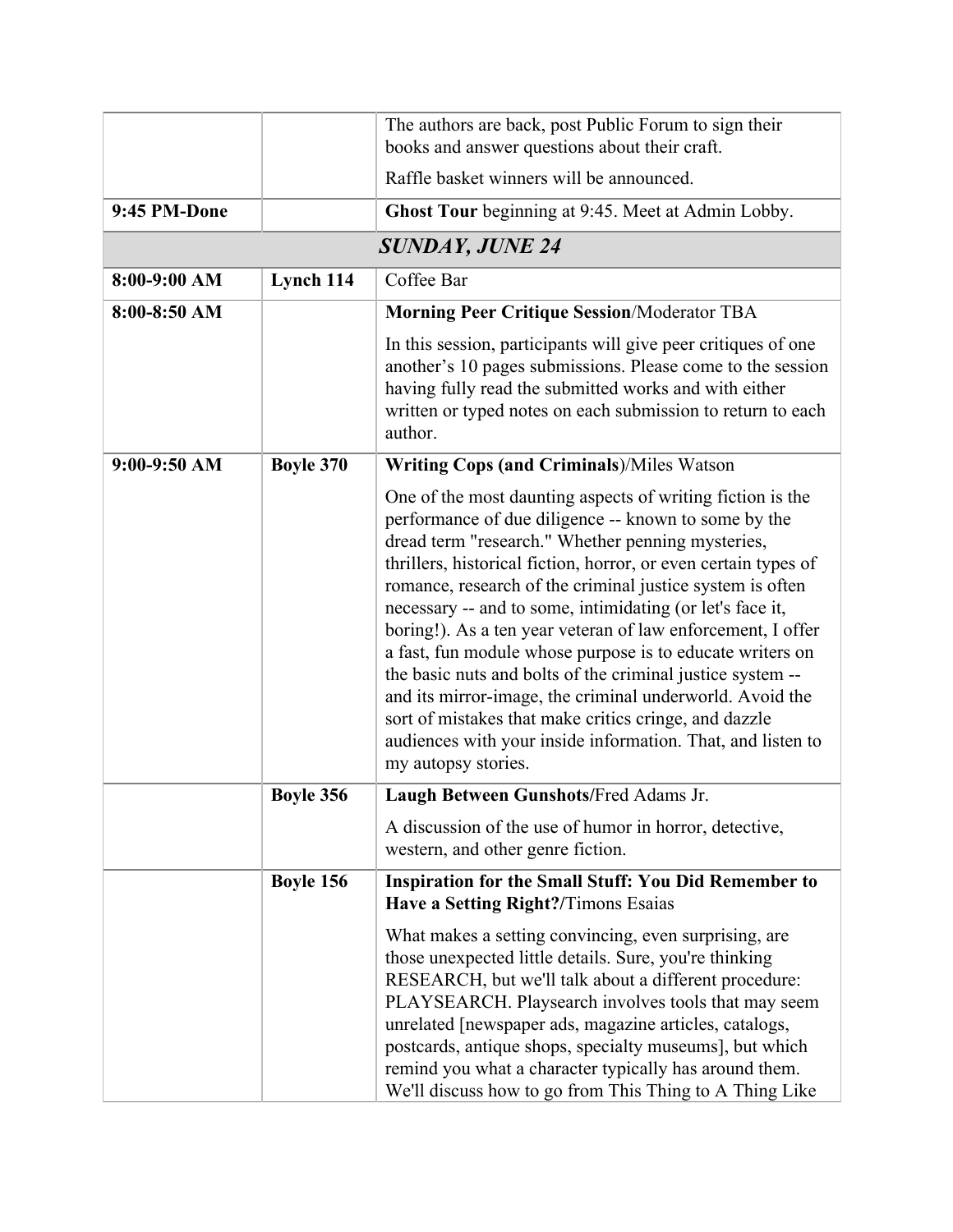| | | |
|---|---|---|
| | | The authors are back, post Public Forum to sign their books and answer questions about their craft.<br><br>Raffle basket winners will be announced. |
| **9:45 PM-Done** | | **Ghost Tour** beginning at 9:45. Meet at Admin Lobby. |
| | | ***SUNDAY, JUNE 24*** |
| **8:00-9:00 AM** | **Lynch 114** | Coffee Bar |
| **8:00-8:50 AM** | | **Morning Peer Critique Session**/Moderator TBA<br><br>In this session, participants will give peer critiques of one another's 10 pages submissions. Please come to the session having fully read the submitted works and with either written or typed notes on each submission to return to each author. |
| **9:00-9:50 AM** | **Boyle 370** | **Writing Cops (and Criminals**)/Miles Watson<br><br>One of the most daunting aspects of writing fiction is the performance of due diligence -- known to some by the dread term "research." Whether penning mysteries, thrillers, historical fiction, horror, or even certain types of romance, research of the criminal justice system is often necessary -- and to some, intimidating (or let's face it, boring!). As a ten year veteran of law enforcement, I offer a fast, fun module whose purpose is to educate writers on the basic nuts and bolts of the criminal justice system -- and its mirror-image, the criminal underworld. Avoid the sort of mistakes that make critics cringe, and dazzle audiences with your inside information. That, and listen to my autopsy stories. |
| | **Boyle 356** | **Laugh Between Gunshots/**Fred Adams Jr.<br><br>A discussion of the use of humor in horror, detective, western, and other genre fiction. |
| | **Boyle 156** | **Inspiration for the Small Stuff: You Did Remember to Have a Setting Right?/**Timons Esaias<br><br>What makes a setting convincing, even surprising, are those unexpected little details. Sure, you're thinking RESEARCH, but we'll talk about a different procedure: PLAYSEARCH. Playsearch involves tools that may seem unrelated [newspaper ads, magazine articles, catalogs, postcards, antique shops, specialty museums], but which remind you what a character typically has around them. We'll discuss how to go from This Thing to A Thing Like |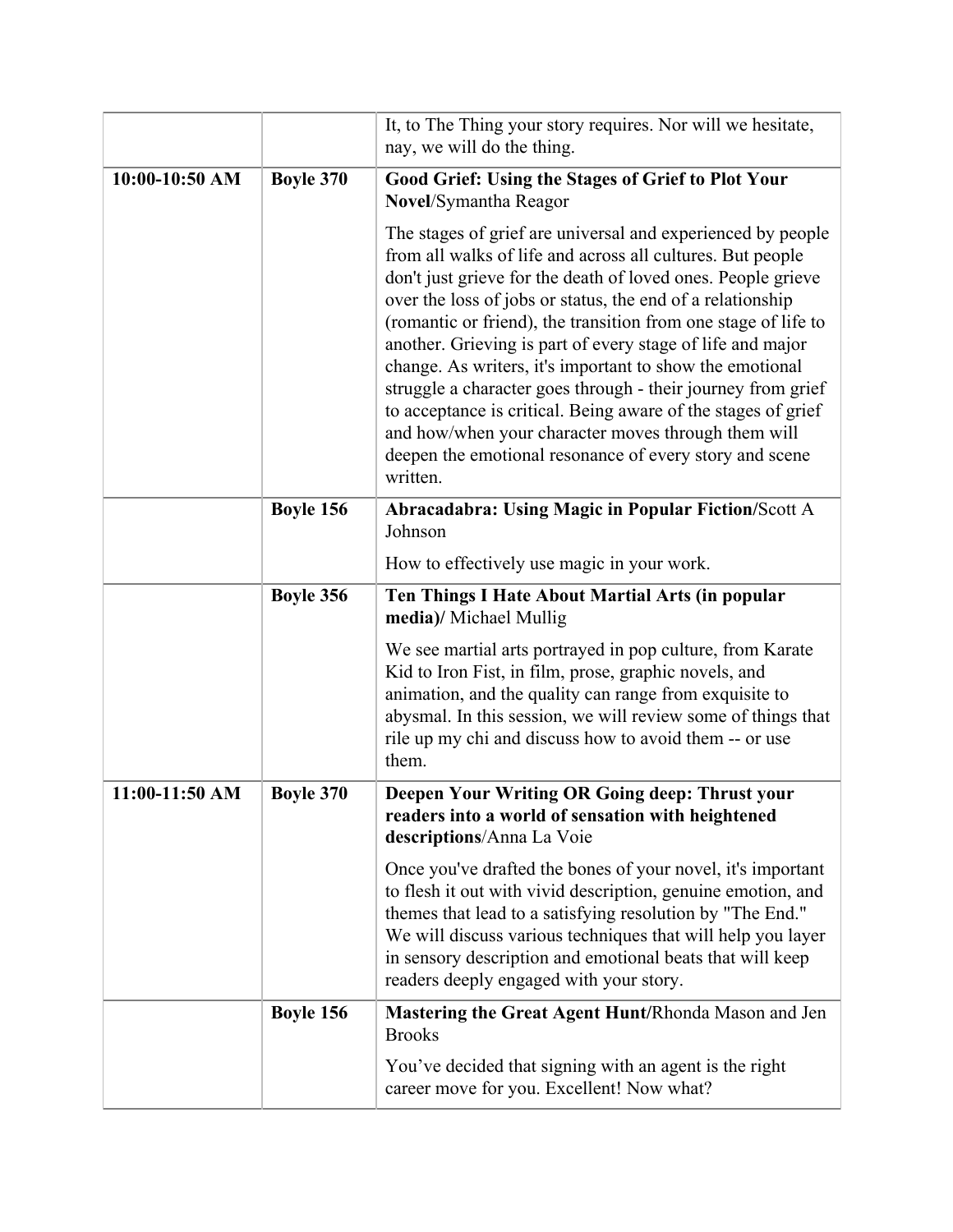| | | |
|---|---|---|
| | | It, to The Thing your story requires. Nor will we hesitate, nay, we will do the thing. |
| **10:00-10:50 AM** | **Boyle 370** | **Good Grief: Using the Stages of Grief to Plot Your Novel**/Symantha Reagor<br><br>The stages of grief are universal and experienced by people from all walks of life and across all cultures. But people don't just grieve for the death of loved ones. People grieve over the loss of jobs or status, the end of a relationship (romantic or friend), the transition from one stage of life to another. Grieving is part of every stage of life and major change. As writers, it's important to show the emotional struggle a character goes through - their journey from grief to acceptance is critical. Being aware of the stages of grief and how/when your character moves through them will deepen the emotional resonance of every story and scene written. |
| | **Boyle 156** | **Abracadabra: Using Magic in Popular Fiction/**Scott A Johnson<br><br>How to effectively use magic in your work. |
| | **Boyle 356** | **Ten Things I Hate About Martial Arts (in popular media)/** Michael Mullig<br><br>We see martial arts portrayed in pop culture, from Karate Kid to Iron Fist, in film, prose, graphic novels, and animation, and the quality can range from exquisite to abysmal. In this session, we will review some of things that rile up my chi and discuss how to avoid them -- or use them. |
| **11:00-11:50 AM** | **Boyle 370** | **Deepen Your Writing OR Going deep: Thrust your readers into a world of sensation with heightened descriptions**/Anna La Voie<br><br>Once you've drafted the bones of your novel, it's important to flesh it out with vivid description, genuine emotion, and themes that lead to a satisfying resolution by "The End." We will discuss various techniques that will help you layer in sensory description and emotional beats that will keep readers deeply engaged with your story. |
| | **Boyle 156** | **Mastering the Great Agent Hunt/**Rhonda Mason and Jen Brooks<br><br>You've decided that signing with an agent is the right career move for you. Excellent! Now what? |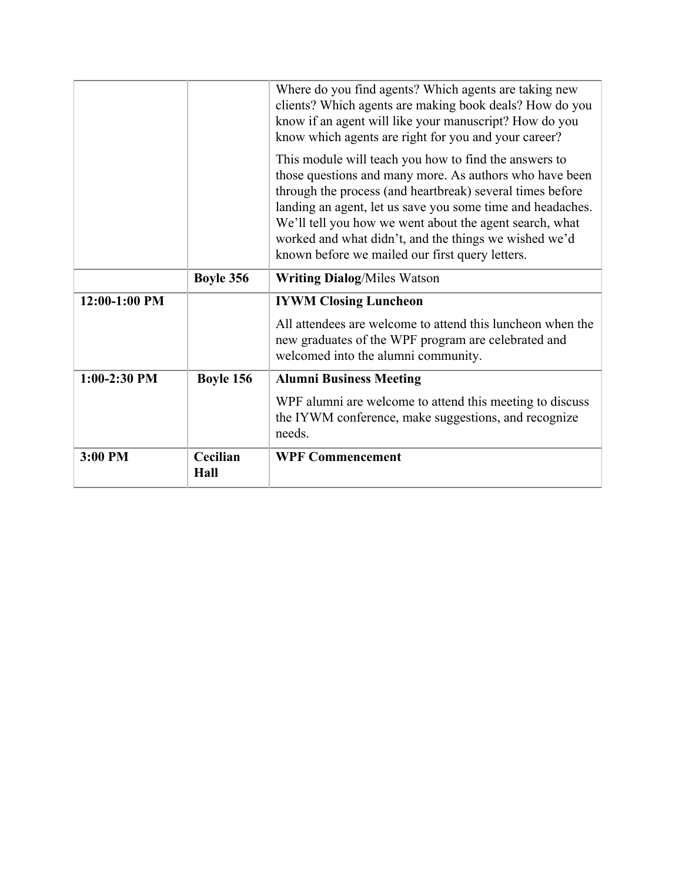| | | |
|---|---|---|
| | | Where do you find agents? Which agents are taking new clients? Which agents are making book deals? How do you know if an agent will like your manuscript? How do you know which agents are right for you and your career?<br><br>This module will teach you how to find the answers to those questions and many more. As authors who have been through the process (and heartbreak) several times before landing an agent, let us save you some time and headaches. We'll tell you how we went about the agent search, what worked and what didn't, and the things we wished we'd known before we mailed our first query letters. |
| | **Boyle 356** | **Writing Dialog**/Miles Watson |
| **12:00-1:00 PM** | | **IYWM Closing Luncheon**<br><br>All attendees are welcome to attend this luncheon when the new graduates of the WPF program are celebrated and welcomed into the alumni community. |
| **1:00-2:30 PM** | **Boyle 156** | **Alumni Business Meeting**<br><br>WPF alumni are welcome to attend this meeting to discuss the IYWM conference, make suggestions, and recognize needs. |
| **3:00 PM** | **Cecilian Hall** | **WPF Commencement** |